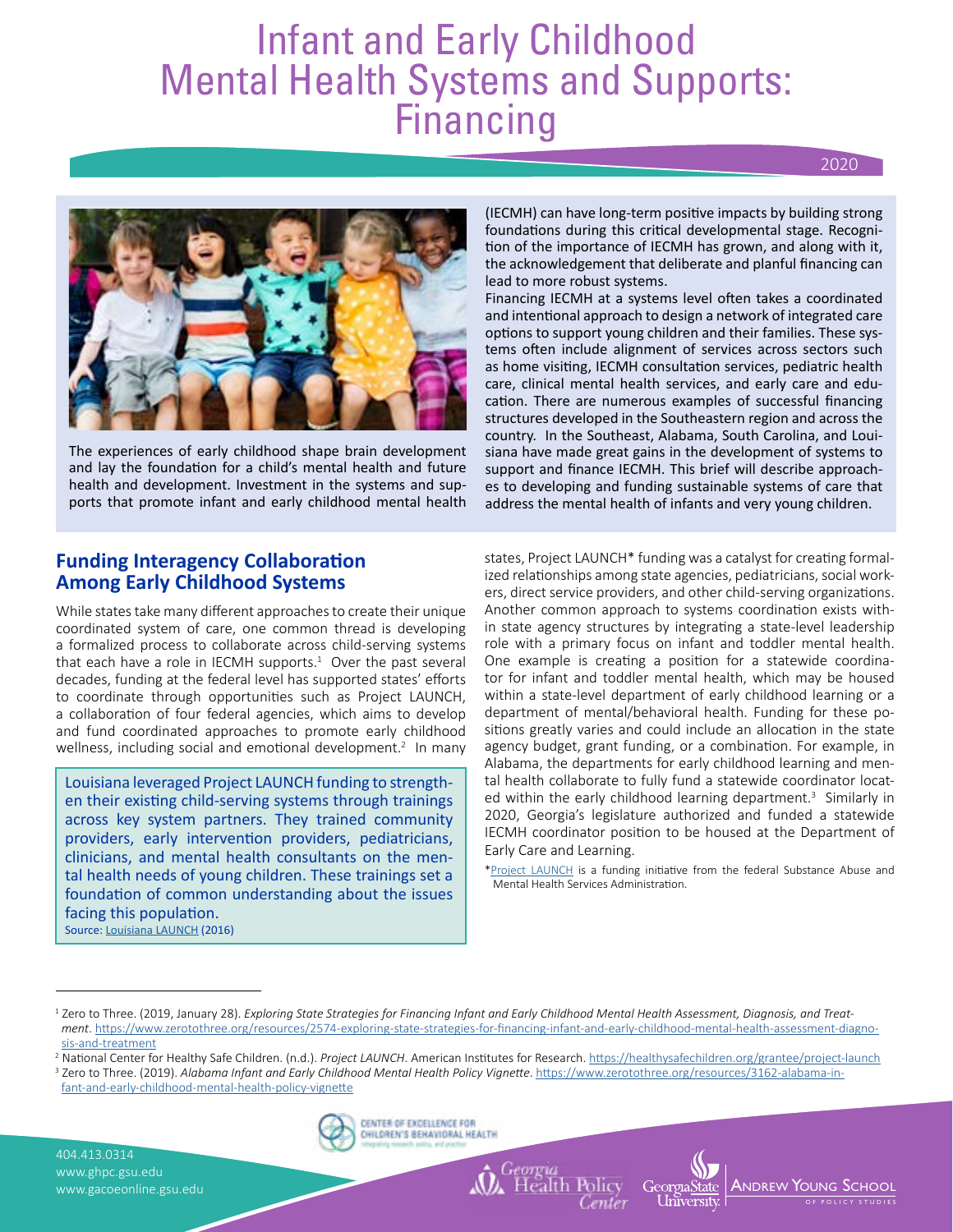# Infant and Early Childhood Mental Health Systems and Supports: Financing

2020

The experiences of early childhood shape brain development and lay the foundation for a child's mental health and future health and development. Investment in the systems and supports that promote infant and early childhood mental health (IECMH) can have long-term positive impacts by building strong foundations during this critical developmental stage. Recognition of the importance of IECMH has grown, and along with it, the acknowledgement that deliberate and planful financing can lead to more robust systems.

Financing IECMH at a systems level often takes a coordinated and intentional approach to design a network of integrated care options to support young children and their families. These systems often include alignment of services across sectors such as home visiting, IECMH consultation services, pediatric health care, clinical mental health services, and early care and education. There are numerous examples of successful financing structures developed in the Southeastern region and across the country. In the Southeast, Alabama, South Carolina, and Louisiana have made great gains in the development of systems to support and finance IECMH. This brief will describe approaches to developing and funding sustainable systems of care that address the mental health of infants and very young children.

## Funding Interagency Collaboration Among Early Childhood Systems

While states take many different approaches to create their unique coordinated system of care, one common thread is developing a formalized process to collaborate across child-serving systems that each have a role in IECMH supports.[1] Over the past several decades, funding at the federal level has supported states' efforts to coordinate through opportunities such as Project LAUNCH, a collaboration of four federal agencies, which aims to develop and fund coordinated approaches to promote early childhood wellness, including social and emotional development.[2] In many states, Project LAUNCH* funding was a catalyst for creating formalized relationships among state agencies, pediatricians, social workers, direct service providers, and other child-serving organizations. Another common approach to systems coordination exists within state agency structures by integrating a state-level leadership role with a primary focus on infant and toddler mental health. One example is creating a position for a statewide coordinator for infant and toddler mental health, which may be housed within a state-level department of early childhood learning or a department of mental/behavioral health. Funding for these positions greatly varies and could include an allocation in the state agency budget, grant funding, or a combination. For example, in Alabama, the departments for early childhood learning and mental health collaborate to fully fund a statewide coordinator located within the early childhood learning department.[3] Similarly in 2020, Georgia's legislature authorized and funded a statewide IECMH coordinator position to be housed at the Department of Early Care and Learning.

> Louisiana leveraged Project LAUNCH funding to strengthen their existing child-serving systems through trainings across key system partners. They trained community providers, early intervention providers, pediatricians, clinicians, and mental health consultants on the mental health needs of young children. These trainings set a foundation of common understanding about the issues facing this population.
> Source: Louisiana LAUNCH (2016)

*Project LAUNCH is a funding initiative from the federal Substance Abuse and Mental Health Services Administration.

---

[1] Zero to Three. (2019, January 28). *Exploring State Strategies for Financing Infant and Early Childhood Mental Health Assessment, Diagnosis, and Treatment*. https://www.zerotothree.org/resources/2574-exploring-state-strategies-for-financing-infant-and-early-childhood-mental-health-assessment-diagnosis-and-treatment

[2] National Center for Healthy Safe Children. (n.d.). *Project LAUNCH*. American Institutes for Research. https://healthysafechildren.org/grantee/project-launch

[3] Zero to Three. (2019). *Alabama Infant and Early Childhood Mental Health Policy Vignette*. https://www.zerotothree.org/resources/3162-alabama-infant-and-early-childhood-mental-health-policy-vignette

404.413.0314
www.ghpc.gsu.edu
www.gacoeonline.gsu.edu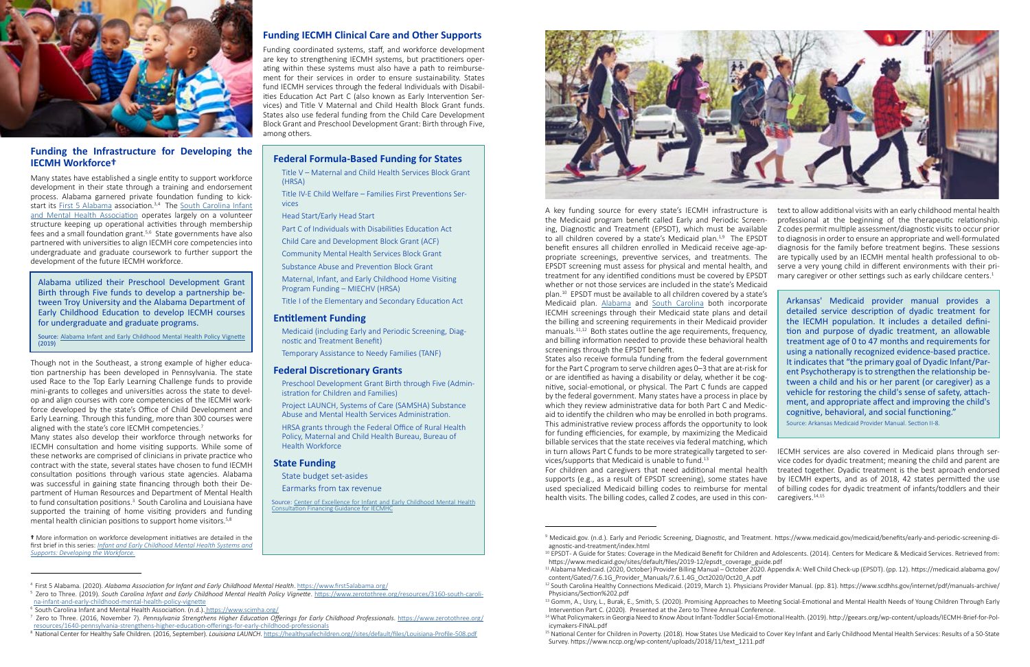## Funding the Infrastructure for Developing the IECMH Workforce†

Many states have established a single entity to support workforce development in their state through a training and endorsement process. Alabama garnered private foundation funding to kick-start its First 5 Alabama association.[3,4] The South Carolina Infant and Mental Health Association operates largely on a volunteer structure keeping up operational activities through membership fees and a small foundation grant.[5,6] State governments have also partnered with universities to align IECMH core competencies into undergraduate and graduate coursework to further support the development of the future IECMH workforce.

> Alabama utilized their Preschool Development Grant Birth through Five funds to develop a partnership between Troy University and the Alabama Department of Early Childhood Education to develop IECMH courses for undergraduate and graduate programs.
>
> Source: Alabama Infant and Early Childhood Mental Health Policy Vignette (2019)

Though not in the Southeast, a strong example of higher education partnership has been developed in Pennsylvania. The state used Race to the Top Early Learning Challenge funds to provide mini-grants to colleges and universities across the state to develop and align courses with core competencies of the IECMH workforce developed by the state's Office of Child Development and Early Learning. Through this funding, more than 300 courses were aligned with the state's core IECMH competencies.[7]

Many states also develop their workforce through networks for IECMH consultation and home visiting supports. While some of these networks are comprised of clinicians in private practice who contract with the state, several states have chosen to fund IECMH consultation positions through various state agencies. Alabama was successful in gaining state financing through both their Department of Human Resources and Department of Mental Health to fund consultation positions.[3] South Carolina and Louisiana have supported the training of home visiting providers and funding mental health clinician positions to support home visitors.[5,8]

† More information on workforce development initiatives are detailed in the first brief in this series: *Infant and Early Childhood Mental Health Systems and Supports: Developing the Workforce.*

## Funding IECMH Clinical Care and Other Supports

Funding coordinated systems, staff, and workforce development are key to strengthening IECMH systems, but practitioners operating within these systems must also have a path to reimbursement for their services in order to ensure sustainability. States fund IECMH services through the federal Individuals with Disabilities Education Act Part C (also known as Early Intervention Services) and Title V Maternal and Child Health Block Grant funds. States also use federal funding from the Child Care Development Block Grant and Preschool Development Grant: Birth through Five, among others.

### Federal Formula-Based Funding for States

- Title V – Maternal and Child Health Services Block Grant (HRSA)
- Title IV-E Child Welfare – Families First Preventions Services
- Head Start/Early Head Start
- Part C of Individuals with Disabilities Education Act
- Child Care and Development Block Grant (ACF)
- Community Mental Health Services Block Grant
- Substance Abuse and Prevention Block Grant
- Maternal, Infant, and Early Childhood Home Visiting Program Funding – MIECHV (HRSA)
- Title I of the Elementary and Secondary Education Act

### Entitlement Funding

- Medicaid (including Early and Periodic Screening, Diagnostic and Treatment Benefit)
- Temporary Assistance to Needy Families (TANF)

### Federal Discretionary Grants

- Preschool Development Grant Birth through Five (Administration for Children and Families)
- Project LAUNCH, Systems of Care (SAMSHA) Substance Abuse and Mental Health Services Administration.
- HRSA grants through the Federal Office of Rural Health Policy, Maternal and Child Health Bureau, Bureau of Health Workforce

### State Funding

- State budget set-asides
- Earmarks from tax revenue

Source: Center of Excellence for Infant and Early Childhood Mental Health Consultation Financing Guidance for IECMHC

A key funding source for every state's IECMH infrastructure is the Medicaid program benefit called Early and Periodic Screening, Diagnostic and Treatment (EPSDT), which must be available to all children covered by a state's Medicaid plan.[1,9] The EPSDT benefit ensures all children enrolled in Medicaid receive age-appropriate screenings, preventive services, and treatments. The EPSDT screening must assess for physical and mental health, and treatment for any identified conditions must be covered by EPSDT whether or not those services are included in the state's Medicaid plan.[10] EPSDT must be available to all children covered by a state's Medicaid plan. Alabama and South Carolina both incorporate IECMH screenings through their Medicaid state plans and detail the billing and screening requirements in their Medicaid provider manuals.[11,12] Both states outline the age requirements, frequency, and billing information needed to provide these behavioral health screenings through the EPSDT benefit.

States also receive formula funding from the federal government for the Part C program to serve children ages 0–3 that are at-risk for or are identified as having a disability or delay, whether it be cognitive, social-emotional, or physical. The Part C funds are capped by the federal government. Many states have a process in place by which they review administrative data for both Part C and Medicaid to identify the children who may be enrolled in both programs. This administrative review process affords the opportunity to look for funding efficiencies, for example, by maximizing the Medicaid billable services that the state receives via federal matching, which in turn allows Part C funds to be more strategically targeted to services/supports that Medicaid is unable to fund.[13]

For children and caregivers that need additional mental health supports (e.g., as a result of EPSDT screening), some states have used specialized Medicaid billing codes to reimburse for mental health visits. The billing codes, called Z codes, are used in this context to allow additional visits with an early childhood mental health professional at the beginning of the therapeutic relationship. Z codes permit multiple assessment/diagnostic visits to occur prior to diagnosis in order to ensure an appropriate and well-formulated diagnosis for the family before treatment begins. These sessions are typically used by an IECMH mental health professional to observe a very young child in different environments with their primary caregiver or other settings such as early childcare centers.[1]

> Arkansas' Medicaid provider manual provides a detailed service description of dyadic treatment for the IECMH population. It includes a detailed definition and purpose of dyadic treatment, an allowable treatment age of 0 to 47 months and requirements for using a nationally recognized evidence-based practice. It indicates that "the primary goal of Dyadic Infant/Parent Psychotherapy is to strengthen the relationship between a child and his or her parent (or caregiver) as a vehicle for restoring the child's sense of safety, attachment, and appropriate affect and improving the child's cognitive, behavioral, and social functioning."
>
> Source: Arkansas Medicaid Provider Manual. Section II-8.

IECMH services are also covered in Medicaid plans through service codes for dyadic treatment; meaning the child and parent are treated together. Dyadic treatment is the best aproach endorsed by IECMH experts, and as of 2018, 42 states permitted the use of billing codes for dyadic treatment of infants/toddlers and their caregivers.[14,15]

---

[4] First 5 Alabama. (2020). *Alabama Association for Infant and Early Childhood Mental Health*. https://www.first5alabama.org/

[5] Zero to Three. (2019). *South Carolina Infant and Early Childhood Mental Health Policy Vignette*. https://www.zerotothree.org/resources/3160-south-carolina-infant-and-early-childhood-mental-health-policy-vignette

[6] South Carolina Infant and Mental Health Association. (n.d.). https://www.scimha.org/

[7] Zero to Three. (2016, November 7). *Pennsylvania Strengthens Higher Education Offerings for Early Childhood Professionals*. https://www.zerotothree.org/resources/1640-pennsylvania-strengthens-higher-education-offerings-for-early-childhood-professionals

[8] National Center for Healthy Safe Children. (2016, September). *Louisiana LAUNCH*. https://healthysafechildren.org//sites/default/files/Louisiana-Profile-508.pdf

[9] Medicaid.gov. (n.d.). Early and Periodic Screening, Diagnostic, and Treatment. https://www.medicaid.gov/medicaid/benefits/early-and-periodic-screening-diagnostic-and-treatment/index.html

[10] EPSDT- A Guide for States: Coverage in the Medicaid Benefit for Children and Adolescents. (2014). Centers for Medicare & Medicaid Services. Retrieved from: https://www.medicaid.gov/sites/default/files/2019-12/epsdt_coverage_guide.pdf

[11] Alabama Medicaid. (2020, October) Provider Billing Manual – October 2020. Appendix A: Well Child Check-up (EPSDT). (pp. 12). https://medicaid.alabama.gov/content/Gated/7.6.1G_Provider_Manuals/7.6.1.4G_Oct2020/Oct20_A.pdf

[12] South Carolina Healthy Connections Medicaid. (2019, March 1). Physicians Provider Manual. (pp. 81). https://www.scdhhs.gov/internet/pdf/manuals-archive/Physicians/Section%202.pdf

[13] Gomm, A., Usry, L., Burak, E., Smith, S. (2020). Promising Approaches to Meeting Social-Emotional and Mental Health Needs of Young Children Through Early Intervention Part C. (2020). Presented at the Zero to Three Annual Conference.

[14] What Policymakers in Georgia Need to Know About Infant-Toddler Social-Emotional Health. (2019). http://geears.org/wp-content/uploads/IECMH-Brief-for-Policymakers-FINAL.pdf

[15] National Center for Children in Poverty. (2018). How States Use Medicaid to Cover Key Infant and Early Childhood Mental Health Services: Results of a 50-State Survey. https://www.nccp.org/wp-content/uploads/2018/11/text_1211.pdf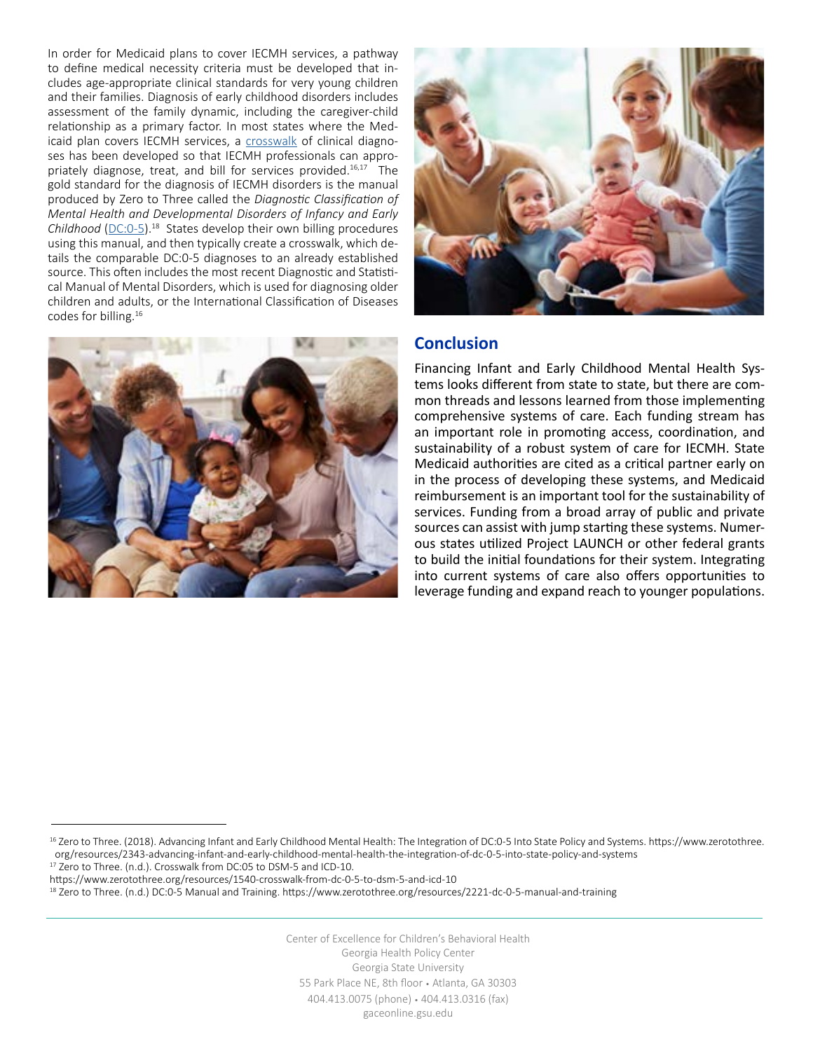In order for Medicaid plans to cover IECMH services, a pathway to define medical necessity criteria must be developed that includes age-appropriate clinical standards for very young children and their families. Diagnosis of early childhood disorders includes assessment of the family dynamic, including the caregiver-child relationship as a primary factor. In most states where the Medicaid plan covers IECMH services, a crosswalk of clinical diagnoses has been developed so that IECMH professionals can appropriately diagnose, treat, and bill for services provided.[16,17] The gold standard for the diagnosis of IECMH disorders is the manual produced by Zero to Three called the *Diagnostic Classification of Mental Health and Developmental Disorders of Infancy and Early Childhood* (DC:0-5).[18] States develop their own billing procedures using this manual, and then typically create a crosswalk, which details the comparable DC:0-5 diagnoses to an already established source. This often includes the most recent Diagnostic and Statistical Manual of Mental Disorders, which is used for diagnosing older children and adults, or the International Classification of Diseases codes for billing.[16]

## Conclusion

Financing Infant and Early Childhood Mental Health Systems looks different from state to state, but there are common threads and lessons learned from those implementing comprehensive systems of care. Each funding stream has an important role in promoting access, coordination, and sustainability of a robust system of care for IECMH. State Medicaid authorities are cited as a critical partner early on in the process of developing these systems, and Medicaid reimbursement is an important tool for the sustainability of services. Funding from a broad array of public and private sources can assist with jump starting these systems. Numerous states utilized Project LAUNCH or other federal grants to build the initial foundations for their system. Integrating into current systems of care also offers opportunities to leverage funding and expand reach to younger populations.

---

[16] Zero to Three. (2018). Advancing Infant and Early Childhood Mental Health: The Integration of DC:0-5 Into State Policy and Systems. https://www.zerotothree.org/resources/2343-advancing-infant-and-early-childhood-mental-health-the-integration-of-dc-0-5-into-state-policy-and-systems

[17] Zero to Three. (n.d.). Crosswalk from DC:05 to DSM-5 and ICD-10. https://www.zerotothree.org/resources/1540-crosswalk-from-dc-0-5-to-dsm-5-and-icd-10

[18] Zero to Three. (n.d.) DC:0-5 Manual and Training. https://www.zerotothree.org/resources/2221-dc-0-5-manual-and-training

Center of Excellence for Children's Behavioral Health
Georgia Health Policy Center
Georgia State University
55 Park Place NE, 8th floor • Atlanta, GA 30303
404.413.0075 (phone) • 404.413.0316 (fax)
gaceonline.gsu.edu